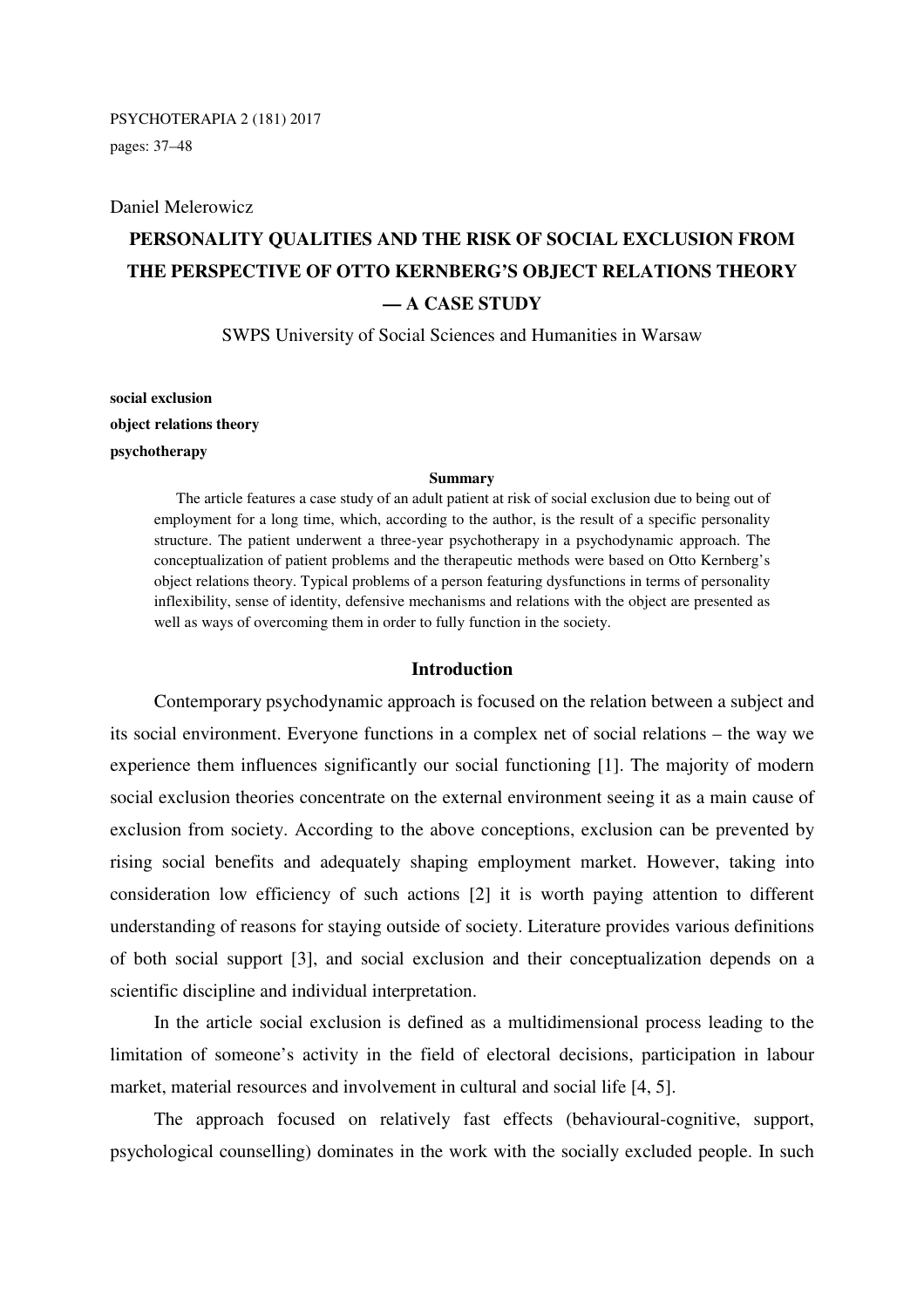PSYCHOTERAPIA 2 (181) 2017
pages: 37–48

Daniel Melerowicz

# PERSONALITY QUALITIES AND THE RISK OF SOCIAL EXCLUSION FROM THE PERSPECTIVE OF OTTO KERNBERG'S OBJECT RELATIONS THEORY — A CASE STUDY

SWPS University of Social Sciences and Humanities in Warsaw

**social exclusion**
**object relations theory**
**psychotherapy**

**Summary**

The article features a case study of an adult patient at risk of social exclusion due to being out of employment for a long time, which, according to the author, is the result of a specific personality structure. The patient underwent a three-year psychotherapy in a psychodynamic approach. The conceptualization of patient problems and the therapeutic methods were based on Otto Kernberg's object relations theory. Typical problems of a person featuring dysfunctions in terms of personality inflexibility, sense of identity, defensive mechanisms and relations with the object are presented as well as ways of overcoming them in order to fully function in the society.

## Introduction

Contemporary psychodynamic approach is focused on the relation between a subject and its social environment. Everyone functions in a complex net of social relations – the way we experience them influences significantly our social functioning [1]. The majority of modern social exclusion theories concentrate on the external environment seeing it as a main cause of exclusion from society. According to the above conceptions, exclusion can be prevented by rising social benefits and adequately shaping employment market. However, taking into consideration low efficiency of such actions [2] it is worth paying attention to different understanding of reasons for staying outside of society. Literature provides various definitions of both social support [3], and social exclusion and their conceptualization depends on a scientific discipline and individual interpretation.

In the article social exclusion is defined as a multidimensional process leading to the limitation of someone's activity in the field of electoral decisions, participation in labour market, material resources and involvement in cultural and social life [4, 5].

The approach focused on relatively fast effects (behavioural-cognitive, support, psychological counselling) dominates in the work with the socially excluded people. In such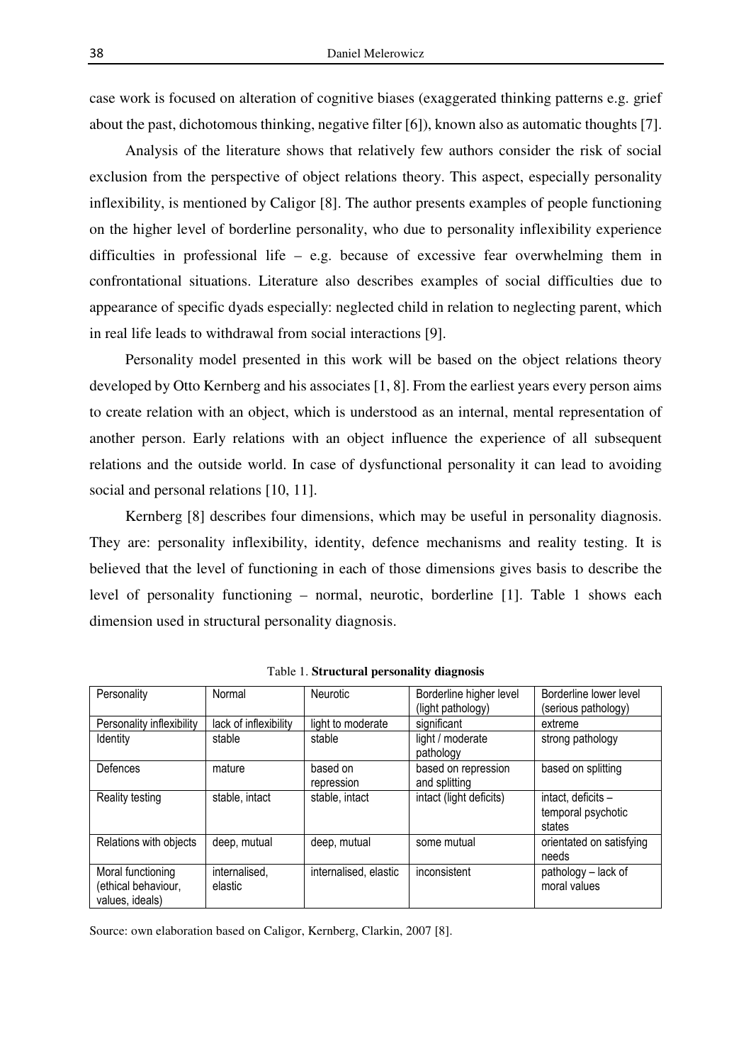case work is focused on alteration of cognitive biases (exaggerated thinking patterns e.g. grief about the past, dichotomous thinking, negative filter [6]), known also as automatic thoughts [7].

Analysis of the literature shows that relatively few authors consider the risk of social exclusion from the perspective of object relations theory. This aspect, especially personality inflexibility, is mentioned by Caligor [8]. The author presents examples of people functioning on the higher level of borderline personality, who due to personality inflexibility experience difficulties in professional life – e.g. because of excessive fear overwhelming them in confrontational situations. Literature also describes examples of social difficulties due to appearance of specific dyads especially: neglected child in relation to neglecting parent, which in real life leads to withdrawal from social interactions [9].

Personality model presented in this work will be based on the object relations theory developed by Otto Kernberg and his associates [1, 8]. From the earliest years every person aims to create relation with an object, which is understood as an internal, mental representation of another person. Early relations with an object influence the experience of all subsequent relations and the outside world. In case of dysfunctional personality it can lead to avoiding social and personal relations [10, 11].

Kernberg [8] describes four dimensions, which may be useful in personality diagnosis. They are: personality inflexibility, identity, defence mechanisms and reality testing. It is believed that the level of functioning in each of those dimensions gives basis to describe the level of personality functioning – normal, neurotic, borderline [1]. Table 1 shows each dimension used in structural personality diagnosis.

Table 1. **Structural personality diagnosis**

| Personality | Normal | Neurotic | Borderline higher level (light pathology) | Borderline lower level (serious pathology) |
|---|---|---|---|---|
| Personality inflexibility | lack of inflexibility | light to moderate | significant | extreme |
| Identity | stable | stable | light / moderate pathology | strong pathology |
| Defences | mature | based on repression | based on repression and splitting | based on splitting |
| Reality testing | stable, intact | stable, intact | intact (light deficits) | intact, deficits – temporal psychotic states |
| Relations with objects | deep, mutual | deep, mutual | some mutual | orientated on satisfying needs |
| Moral functioning (ethical behaviour, values, ideals) | internalised, elastic | internalised, elastic | inconsistent | pathology – lack of moral values |

Source: own elaboration based on Caligor, Kernberg, Clarkin, 2007 [8].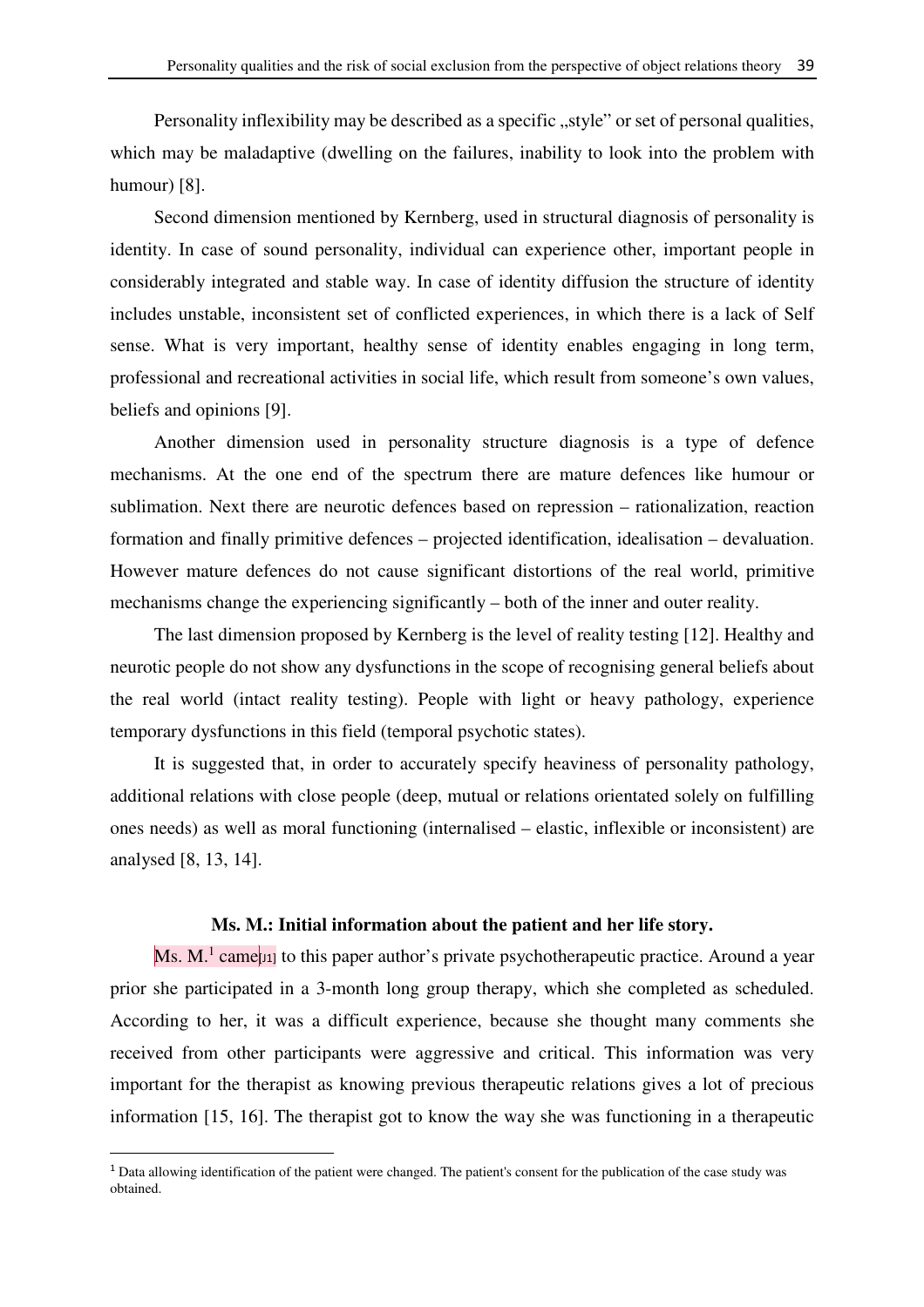Personality inflexibility may be described as a specific „style" or set of personal qualities, which may be maladaptive (dwelling on the failures, inability to look into the problem with humour) [8].

Second dimension mentioned by Kernberg, used in structural diagnosis of personality is identity. In case of sound personality, individual can experience other, important people in considerably integrated and stable way. In case of identity diffusion the structure of identity includes unstable, inconsistent set of conflicted experiences, in which there is a lack of Self sense. What is very important, healthy sense of identity enables engaging in long term, professional and recreational activities in social life, which result from someone's own values, beliefs and opinions [9].

Another dimension used in personality structure diagnosis is a type of defence mechanisms. At the one end of the spectrum there are mature defences like humour or sublimation. Next there are neurotic defences based on repression – rationalization, reaction formation and finally primitive defences – projected identification, idealisation – devaluation. However mature defences do not cause significant distortions of the real world, primitive mechanisms change the experiencing significantly – both of the inner and outer reality.

The last dimension proposed by Kernberg is the level of reality testing [12]. Healthy and neurotic people do not show any dysfunctions in the scope of recognising general beliefs about the real world (intact reality testing). People with light or heavy pathology, experience temporary dysfunctions in this field (temporal psychotic states).

It is suggested that, in order to accurately specify heaviness of personality pathology, additional relations with close people (deep, mutual or relations orientated solely on fulfilling ones needs) as well as moral functioning (internalised – elastic, inflexible or inconsistent) are analysed [8, 13, 14].

**Ms. M.: Initial information about the patient and her life story.**

Ms. M.[1] came[J1] to this paper author's private psychotherapeutic practice. Around a year prior she participated in a 3-month long group therapy, which she completed as scheduled. According to her, it was a difficult experience, because she thought many comments she received from other participants were aggressive and critical. This information was very important for the therapist as knowing previous therapeutic relations gives a lot of precious information [15, 16]. The therapist got to know the way she was functioning in a therapeutic

[1] Data allowing identification of the patient were changed. The patient's consent for the publication of the case study was obtained.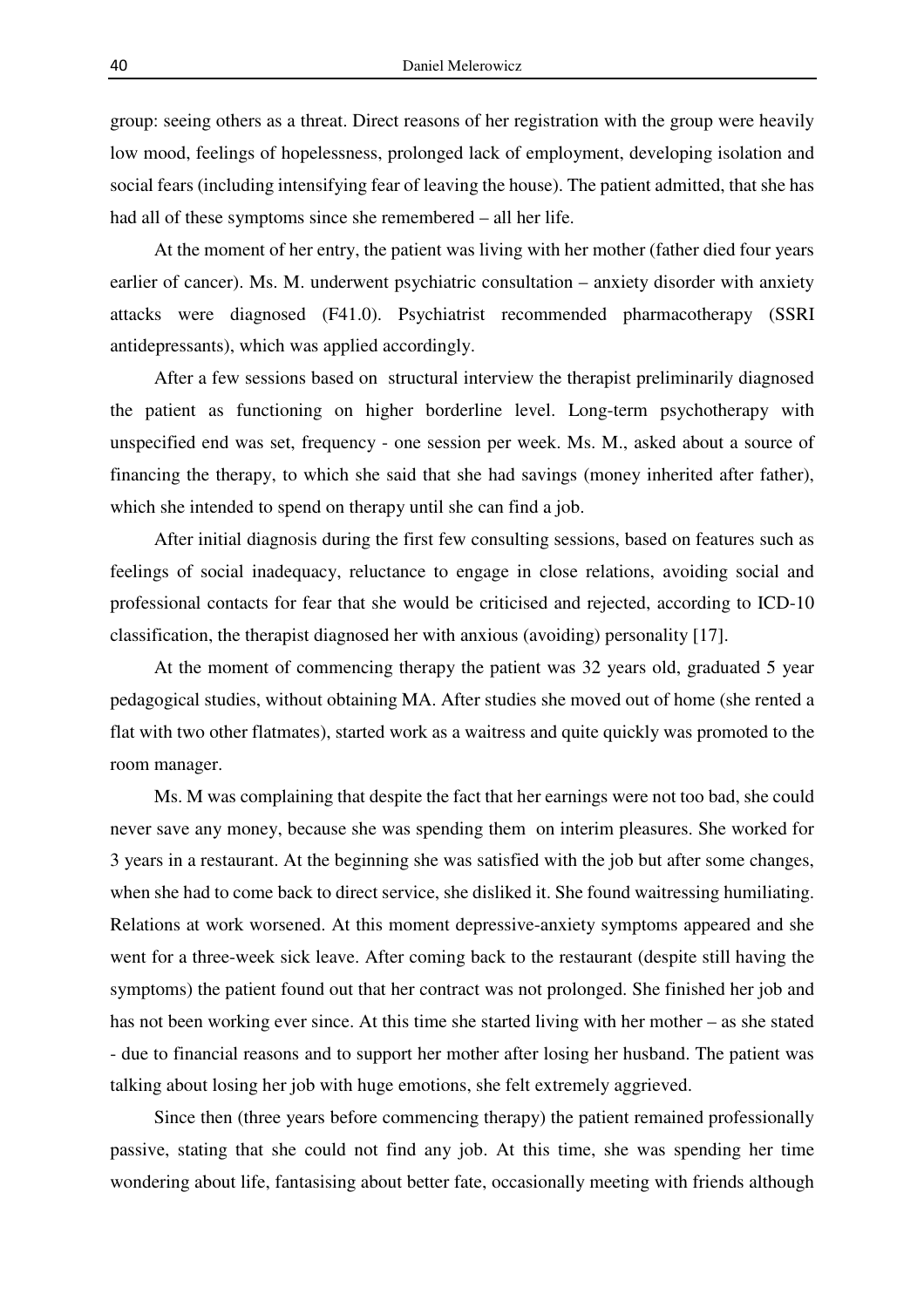group: seeing others as a threat. Direct reasons of her registration with the group were heavily low mood, feelings of hopelessness, prolonged lack of employment, developing isolation and social fears (including intensifying fear of leaving the house). The patient admitted, that she has had all of these symptoms since she remembered – all her life.

At the moment of her entry, the patient was living with her mother (father died four years earlier of cancer). Ms. M. underwent psychiatric consultation – anxiety disorder with anxiety attacks were diagnosed (F41.0). Psychiatrist recommended pharmacotherapy (SSRI antidepressants), which was applied accordingly.

After a few sessions based on structural interview the therapist preliminarily diagnosed the patient as functioning on higher borderline level. Long-term psychotherapy with unspecified end was set, frequency - one session per week. Ms. M., asked about a source of financing the therapy, to which she said that she had savings (money inherited after father), which she intended to spend on therapy until she can find a job.

After initial diagnosis during the first few consulting sessions, based on features such as feelings of social inadequacy, reluctance to engage in close relations, avoiding social and professional contacts for fear that she would be criticised and rejected, according to ICD-10 classification, the therapist diagnosed her with anxious (avoiding) personality [17].

At the moment of commencing therapy the patient was 32 years old, graduated 5 year pedagogical studies, without obtaining MA. After studies she moved out of home (she rented a flat with two other flatmates), started work as a waitress and quite quickly was promoted to the room manager.

Ms. M was complaining that despite the fact that her earnings were not too bad, she could never save any money, because she was spending them on interim pleasures. She worked for 3 years in a restaurant. At the beginning she was satisfied with the job but after some changes, when she had to come back to direct service, she disliked it. She found waitressing humiliating. Relations at work worsened. At this moment depressive-anxiety symptoms appeared and she went for a three-week sick leave. After coming back to the restaurant (despite still having the symptoms) the patient found out that her contract was not prolonged. She finished her job and has not been working ever since. At this time she started living with her mother – as she stated - due to financial reasons and to support her mother after losing her husband. The patient was talking about losing her job with huge emotions, she felt extremely aggrieved.

Since then (three years before commencing therapy) the patient remained professionally passive, stating that she could not find any job. At this time, she was spending her time wondering about life, fantasising about better fate, occasionally meeting with friends although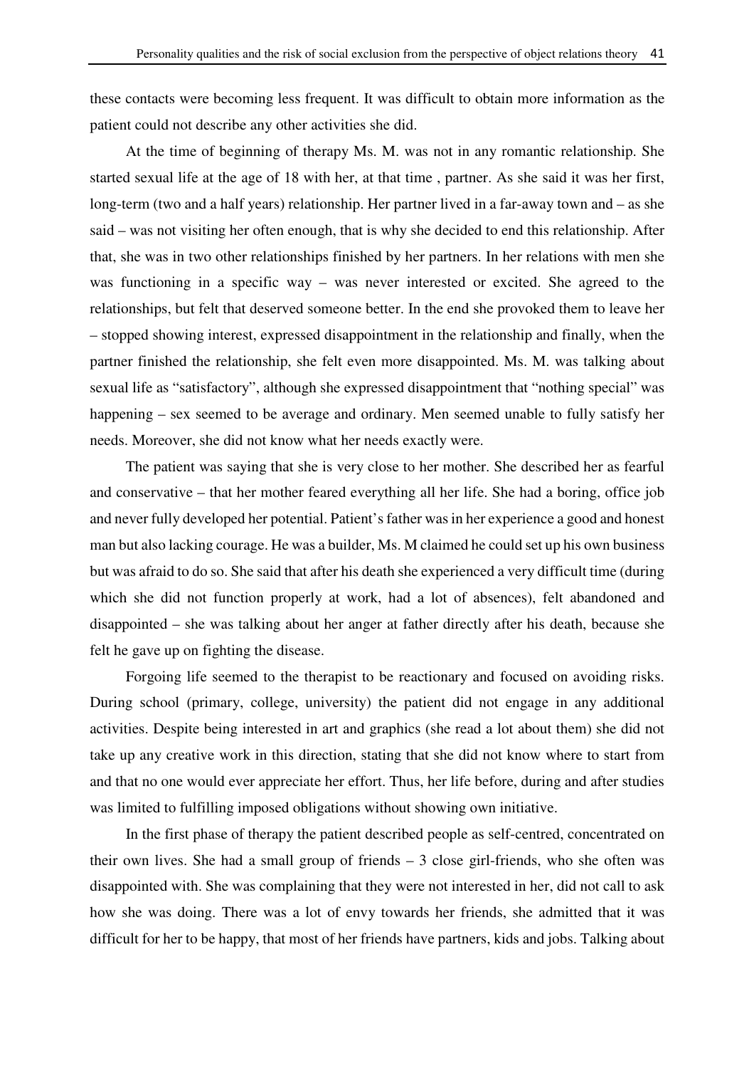these contacts were becoming less frequent. It was difficult to obtain more information as the patient could not describe any other activities she did.

At the time of beginning of therapy Ms. M. was not in any romantic relationship. She started sexual life at the age of 18 with her, at that time , partner. As she said it was her first, long-term (two and a half years) relationship. Her partner lived in a far-away town and – as she said – was not visiting her often enough, that is why she decided to end this relationship. After that, she was in two other relationships finished by her partners. In her relations with men she was functioning in a specific way – was never interested or excited. She agreed to the relationships, but felt that deserved someone better. In the end she provoked them to leave her – stopped showing interest, expressed disappointment in the relationship and finally, when the partner finished the relationship, she felt even more disappointed. Ms. M. was talking about sexual life as "satisfactory", although she expressed disappointment that "nothing special" was happening – sex seemed to be average and ordinary. Men seemed unable to fully satisfy her needs. Moreover, she did not know what her needs exactly were.

The patient was saying that she is very close to her mother. She described her as fearful and conservative – that her mother feared everything all her life. She had a boring, office job and never fully developed her potential. Patient's father was in her experience a good and honest man but also lacking courage. He was a builder, Ms. M claimed he could set up his own business but was afraid to do so. She said that after his death she experienced a very difficult time (during which she did not function properly at work, had a lot of absences), felt abandoned and disappointed – she was talking about her anger at father directly after his death, because she felt he gave up on fighting the disease.

Forgoing life seemed to the therapist to be reactionary and focused on avoiding risks. During school (primary, college, university) the patient did not engage in any additional activities. Despite being interested in art and graphics (she read a lot about them) she did not take up any creative work in this direction, stating that she did not know where to start from and that no one would ever appreciate her effort. Thus, her life before, during and after studies was limited to fulfilling imposed obligations without showing own initiative.

In the first phase of therapy the patient described people as self-centred, concentrated on their own lives. She had a small group of friends – 3 close girl-friends, who she often was disappointed with. She was complaining that they were not interested in her, did not call to ask how she was doing. There was a lot of envy towards her friends, she admitted that it was difficult for her to be happy, that most of her friends have partners, kids and jobs. Talking about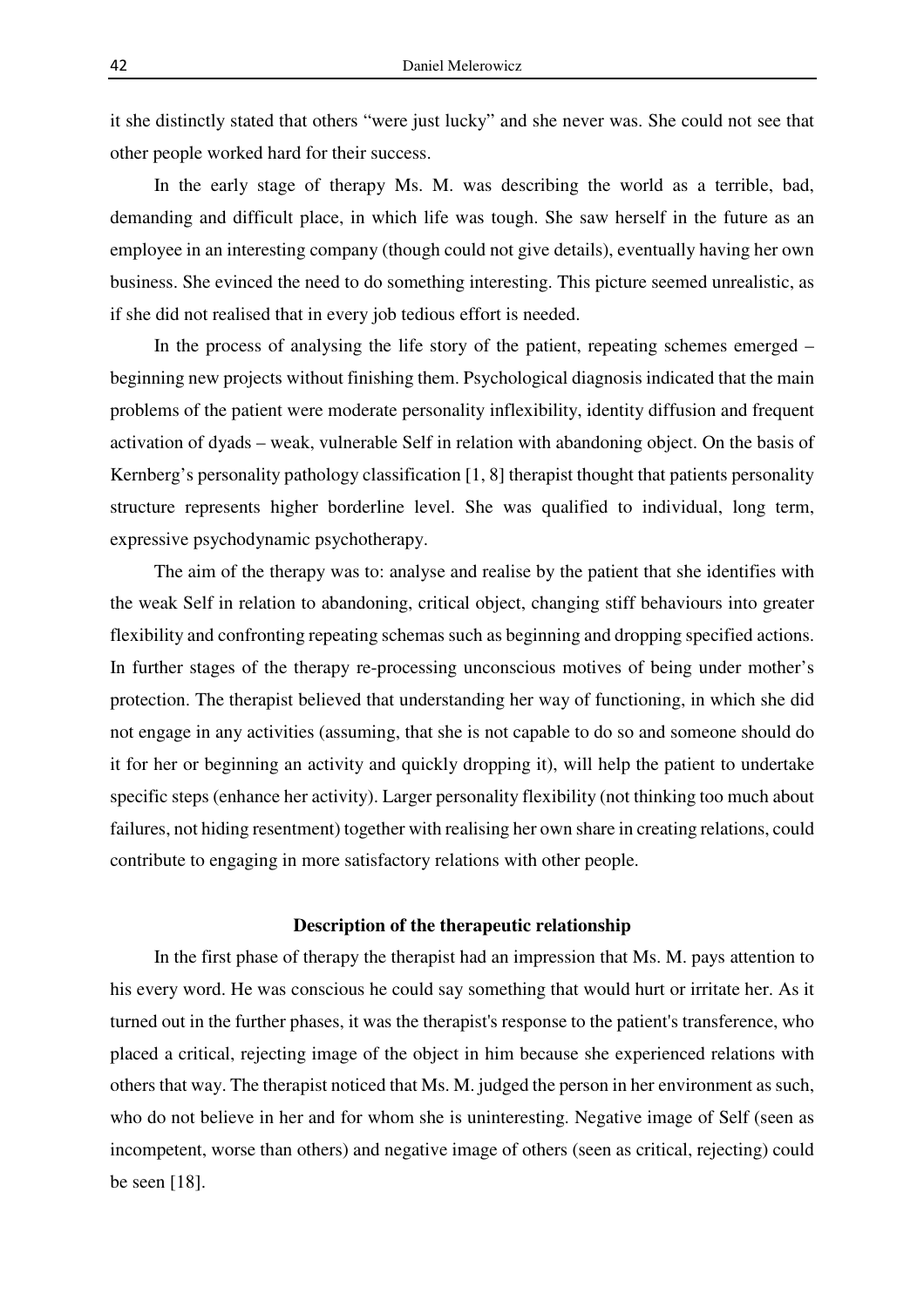it she distinctly stated that others "were just lucky" and she never was. She could not see that other people worked hard for their success.

In the early stage of therapy Ms. M. was describing the world as a terrible, bad, demanding and difficult place, in which life was tough. She saw herself in the future as an employee in an interesting company (though could not give details), eventually having her own business. She evinced the need to do something interesting. This picture seemed unrealistic, as if she did not realised that in every job tedious effort is needed.

In the process of analysing the life story of the patient, repeating schemes emerged – beginning new projects without finishing them. Psychological diagnosis indicated that the main problems of the patient were moderate personality inflexibility, identity diffusion and frequent activation of dyads – weak, vulnerable Self in relation with abandoning object. On the basis of Kernberg's personality pathology classification [1, 8] therapist thought that patients personality structure represents higher borderline level. She was qualified to individual, long term, expressive psychodynamic psychotherapy.

The aim of the therapy was to: analyse and realise by the patient that she identifies with the weak Self in relation to abandoning, critical object, changing stiff behaviours into greater flexibility and confronting repeating schemas such as beginning and dropping specified actions. In further stages of the therapy re-processing unconscious motives of being under mother's protection. The therapist believed that understanding her way of functioning, in which she did not engage in any activities (assuming, that she is not capable to do so and someone should do it for her or beginning an activity and quickly dropping it), will help the patient to undertake specific steps (enhance her activity). Larger personality flexibility (not thinking too much about failures, not hiding resentment) together with realising her own share in creating relations, could contribute to engaging in more satisfactory relations with other people.

## Description of the therapeutic relationship

In the first phase of therapy the therapist had an impression that Ms. M. pays attention to his every word. He was conscious he could say something that would hurt or irritate her. As it turned out in the further phases, it was the therapist's response to the patient's transference, who placed a critical, rejecting image of the object in him because she experienced relations with others that way. The therapist noticed that Ms. M. judged the person in her environment as such, who do not believe in her and for whom she is uninteresting. Negative image of Self (seen as incompetent, worse than others) and negative image of others (seen as critical, rejecting) could be seen [18].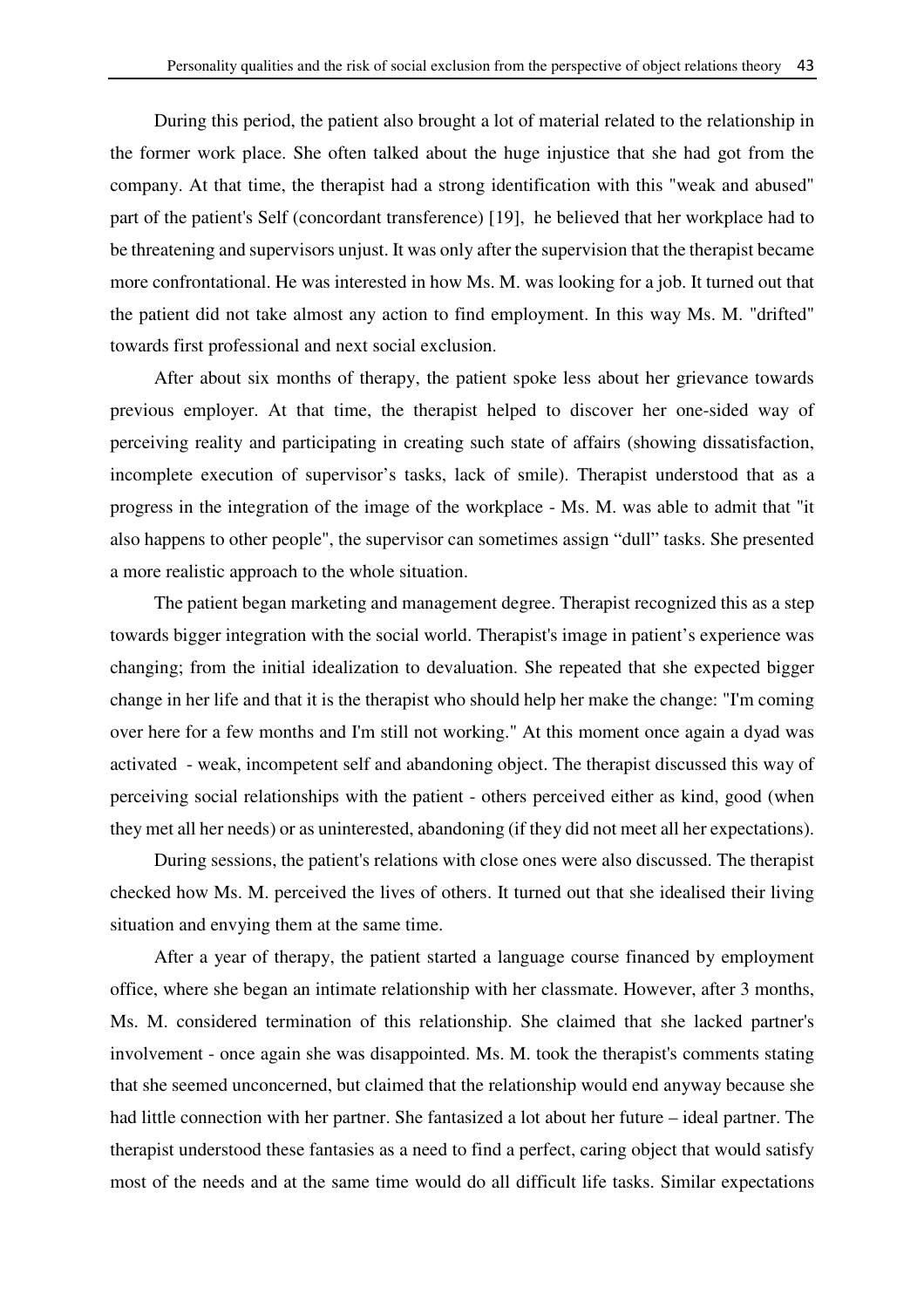During this period, the patient also brought a lot of material related to the relationship in the former work place. She often talked about the huge injustice that she had got from the company. At that time, the therapist had a strong identification with this "weak and abused" part of the patient's Self (concordant transference) [19], he believed that her workplace had to be threatening and supervisors unjust. It was only after the supervision that the therapist became more confrontational. He was interested in how Ms. M. was looking for a job. It turned out that the patient did not take almost any action to find employment. In this way Ms. M. "drifted" towards first professional and next social exclusion.

After about six months of therapy, the patient spoke less about her grievance towards previous employer. At that time, the therapist helped to discover her one-sided way of perceiving reality and participating in creating such state of affairs (showing dissatisfaction, incomplete execution of supervisor's tasks, lack of smile). Therapist understood that as a progress in the integration of the image of the workplace - Ms. M. was able to admit that "it also happens to other people", the supervisor can sometimes assign "dull" tasks. She presented a more realistic approach to the whole situation.

The patient began marketing and management degree. Therapist recognized this as a step towards bigger integration with the social world. Therapist's image in patient's experience was changing; from the initial idealization to devaluation. She repeated that she expected bigger change in her life and that it is the therapist who should help her make the change: "I'm coming over here for a few months and I'm still not working." At this moment once again a dyad was activated - weak, incompetent self and abandoning object. The therapist discussed this way of perceiving social relationships with the patient - others perceived either as kind, good (when they met all her needs) or as uninterested, abandoning (if they did not meet all her expectations).

During sessions, the patient's relations with close ones were also discussed. The therapist checked how Ms. M. perceived the lives of others. It turned out that she idealised their living situation and envying them at the same time.

After a year of therapy, the patient started a language course financed by employment office, where she began an intimate relationship with her classmate. However, after 3 months, Ms. M. considered termination of this relationship. She claimed that she lacked partner's involvement - once again she was disappointed. Ms. M. took the therapist's comments stating that she seemed unconcerned, but claimed that the relationship would end anyway because she had little connection with her partner. She fantasized a lot about her future – ideal partner. The therapist understood these fantasies as a need to find a perfect, caring object that would satisfy most of the needs and at the same time would do all difficult life tasks. Similar expectations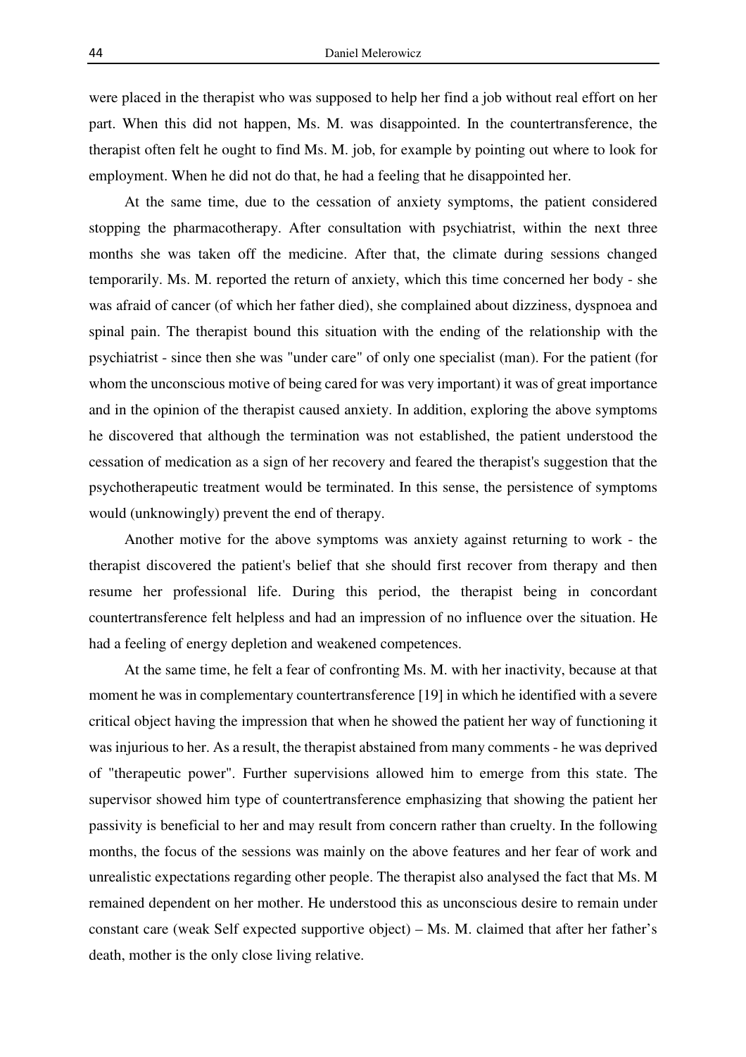were placed in the therapist who was supposed to help her find a job without real effort on her part. When this did not happen, Ms. M. was disappointed. In the countertransference, the therapist often felt he ought to find Ms. M. job, for example by pointing out where to look for employment. When he did not do that, he had a feeling that he disappointed her.

At the same time, due to the cessation of anxiety symptoms, the patient considered stopping the pharmacotherapy. After consultation with psychiatrist, within the next three months she was taken off the medicine. After that, the climate during sessions changed temporarily. Ms. M. reported the return of anxiety, which this time concerned her body - she was afraid of cancer (of which her father died), she complained about dizziness, dyspnoea and spinal pain. The therapist bound this situation with the ending of the relationship with the psychiatrist - since then she was "under care" of only one specialist (man). For the patient (for whom the unconscious motive of being cared for was very important) it was of great importance and in the opinion of the therapist caused anxiety. In addition, exploring the above symptoms he discovered that although the termination was not established, the patient understood the cessation of medication as a sign of her recovery and feared the therapist's suggestion that the psychotherapeutic treatment would be terminated. In this sense, the persistence of symptoms would (unknowingly) prevent the end of therapy.

Another motive for the above symptoms was anxiety against returning to work - the therapist discovered the patient's belief that she should first recover from therapy and then resume her professional life. During this period, the therapist being in concordant countertransference felt helpless and had an impression of no influence over the situation. He had a feeling of energy depletion and weakened competences.

At the same time, he felt a fear of confronting Ms. M. with her inactivity, because at that moment he was in complementary countertransference [19] in which he identified with a severe critical object having the impression that when he showed the patient her way of functioning it was injurious to her. As a result, the therapist abstained from many comments - he was deprived of "therapeutic power". Further supervisions allowed him to emerge from this state. The supervisor showed him type of countertransference emphasizing that showing the patient her passivity is beneficial to her and may result from concern rather than cruelty. In the following months, the focus of the sessions was mainly on the above features and her fear of work and unrealistic expectations regarding other people. The therapist also analysed the fact that Ms. M remained dependent on her mother. He understood this as unconscious desire to remain under constant care (weak Self expected supportive object) – Ms. M. claimed that after her father's death, mother is the only close living relative.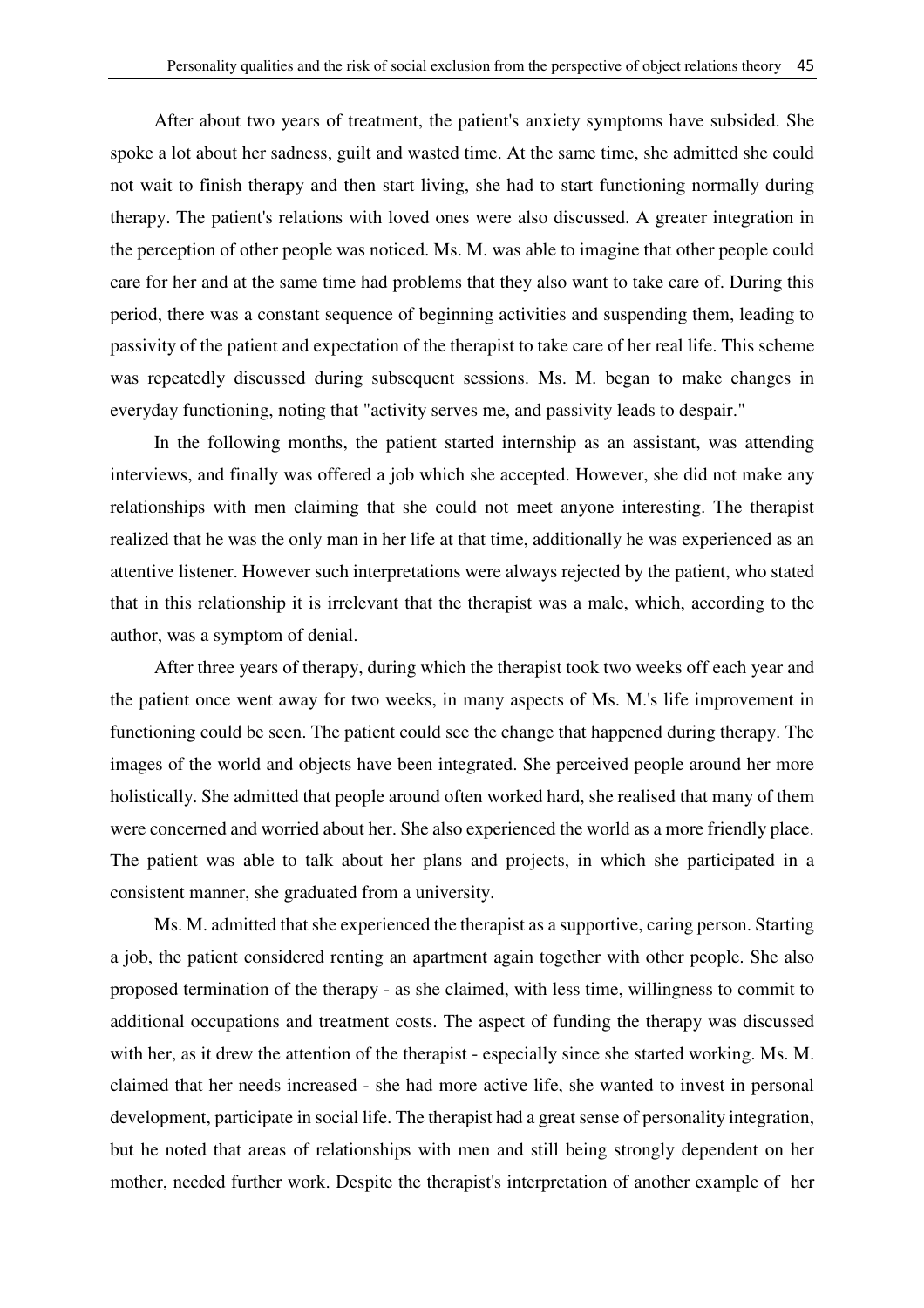After about two years of treatment, the patient's anxiety symptoms have subsided. She spoke a lot about her sadness, guilt and wasted time. At the same time, she admitted she could not wait to finish therapy and then start living, she had to start functioning normally during therapy. The patient's relations with loved ones were also discussed. A greater integration in the perception of other people was noticed. Ms. M. was able to imagine that other people could care for her and at the same time had problems that they also want to take care of. During this period, there was a constant sequence of beginning activities and suspending them, leading to passivity of the patient and expectation of the therapist to take care of her real life. This scheme was repeatedly discussed during subsequent sessions. Ms. M. began to make changes in everyday functioning, noting that "activity serves me, and passivity leads to despair."

In the following months, the patient started internship as an assistant, was attending interviews, and finally was offered a job which she accepted. However, she did not make any relationships with men claiming that she could not meet anyone interesting. The therapist realized that he was the only man in her life at that time, additionally he was experienced as an attentive listener. However such interpretations were always rejected by the patient, who stated that in this relationship it is irrelevant that the therapist was a male, which, according to the author, was a symptom of denial.

After three years of therapy, during which the therapist took two weeks off each year and the patient once went away for two weeks, in many aspects of Ms. M.'s life improvement in functioning could be seen. The patient could see the change that happened during therapy. The images of the world and objects have been integrated. She perceived people around her more holistically. She admitted that people around often worked hard, she realised that many of them were concerned and worried about her. She also experienced the world as a more friendly place. The patient was able to talk about her plans and projects, in which she participated in a consistent manner, she graduated from a university.

Ms. M. admitted that she experienced the therapist as a supportive, caring person. Starting a job, the patient considered renting an apartment again together with other people. She also proposed termination of the therapy - as she claimed, with less time, willingness to commit to additional occupations and treatment costs. The aspect of funding the therapy was discussed with her, as it drew the attention of the therapist - especially since she started working. Ms. M. claimed that her needs increased - she had more active life, she wanted to invest in personal development, participate in social life. The therapist had a great sense of personality integration, but he noted that areas of relationships with men and still being strongly dependent on her mother, needed further work. Despite the therapist's interpretation of another example of her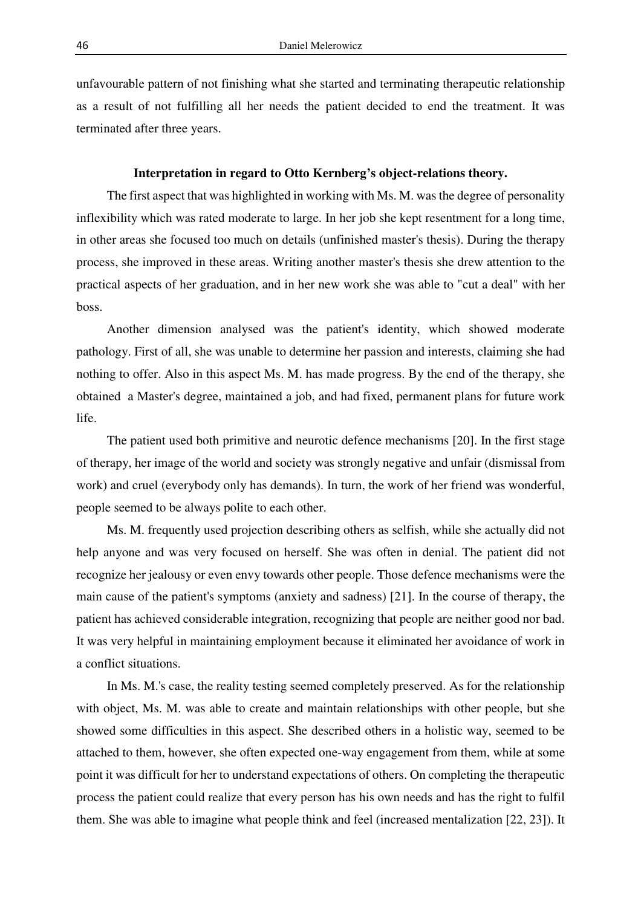unfavourable pattern of not finishing what she started and terminating therapeutic relationship as a result of not fulfilling all her needs the patient decided to end the treatment. It was terminated after three years.

**Interpretation in regard to Otto Kernberg's object-relations theory.**

The first aspect that was highlighted in working with Ms. M. was the degree of personality inflexibility which was rated moderate to large. In her job she kept resentment for a long time, in other areas she focused too much on details (unfinished master's thesis). During the therapy process, she improved in these areas. Writing another master's thesis she drew attention to the practical aspects of her graduation, and in her new work she was able to "cut a deal" with her boss.

Another dimension analysed was the patient's identity, which showed moderate pathology. First of all, she was unable to determine her passion and interests, claiming she had nothing to offer. Also in this aspect Ms. M. has made progress. By the end of the therapy, she obtained a Master's degree, maintained a job, and had fixed, permanent plans for future work life.

The patient used both primitive and neurotic defence mechanisms [20]. In the first stage of therapy, her image of the world and society was strongly negative and unfair (dismissal from work) and cruel (everybody only has demands). In turn, the work of her friend was wonderful, people seemed to be always polite to each other.

Ms. M. frequently used projection describing others as selfish, while she actually did not help anyone and was very focused on herself. She was often in denial. The patient did not recognize her jealousy or even envy towards other people. Those defence mechanisms were the main cause of the patient's symptoms (anxiety and sadness) [21]. In the course of therapy, the patient has achieved considerable integration, recognizing that people are neither good nor bad. It was very helpful in maintaining employment because it eliminated her avoidance of work in a conflict situations.

In Ms. M.'s case, the reality testing seemed completely preserved. As for the relationship with object, Ms. M. was able to create and maintain relationships with other people, but she showed some difficulties in this aspect. She described others in a holistic way, seemed to be attached to them, however, she often expected one-way engagement from them, while at some point it was difficult for her to understand expectations of others. On completing the therapeutic process the patient could realize that every person has his own needs and has the right to fulfil them. She was able to imagine what people think and feel (increased mentalization [22, 23]). It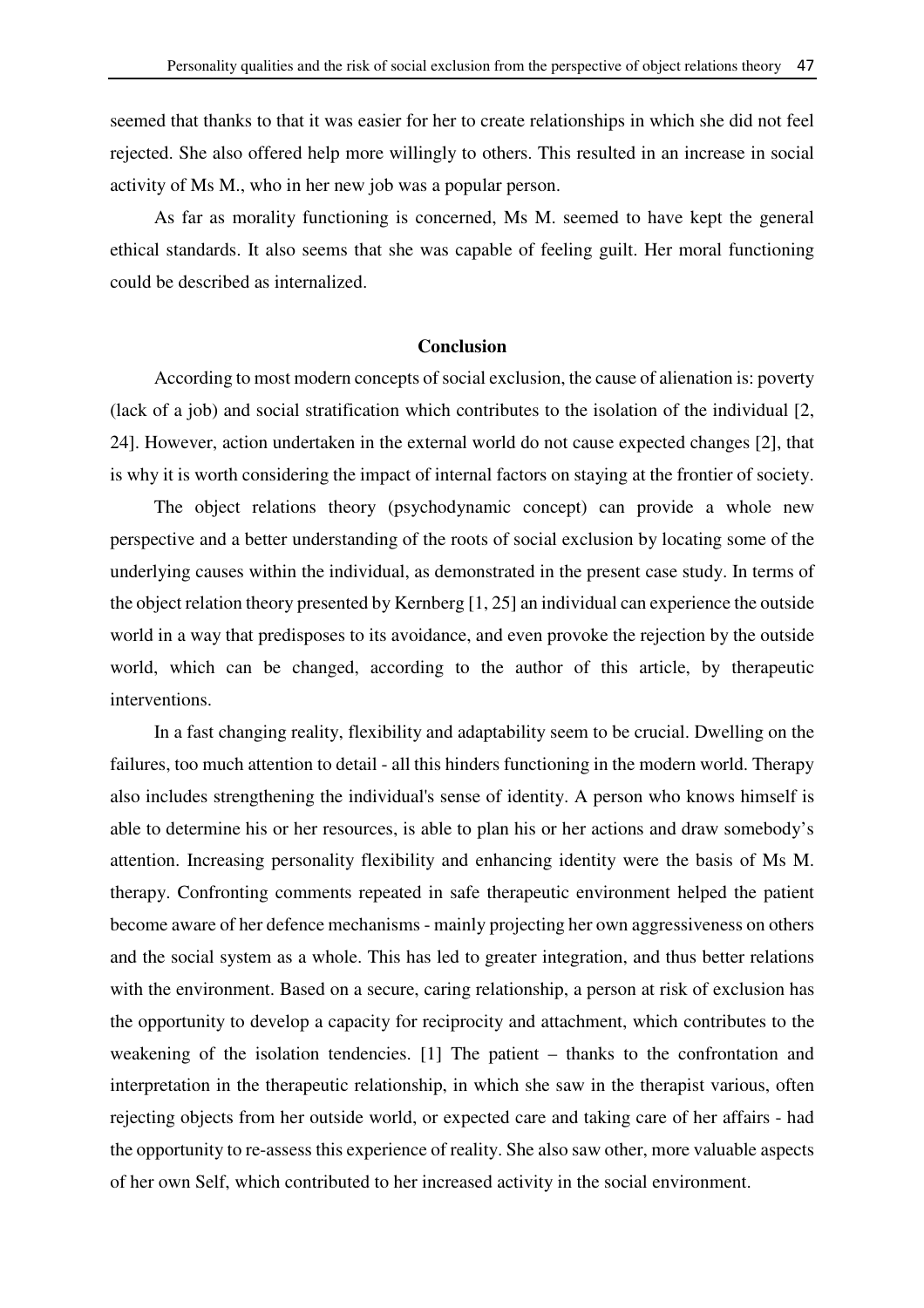seemed that thanks to that it was easier for her to create relationships in which she did not feel rejected. She also offered help more willingly to others. This resulted in an increase in social activity of Ms M., who in her new job was a popular person.

As far as morality functioning is concerned, Ms M. seemed to have kept the general ethical standards. It also seems that she was capable of feeling guilt. Her moral functioning could be described as internalized.

## Conclusion

According to most modern concepts of social exclusion, the cause of alienation is: poverty (lack of a job) and social stratification which contributes to the isolation of the individual [2, 24]. However, action undertaken in the external world do not cause expected changes [2], that is why it is worth considering the impact of internal factors on staying at the frontier of society.

The object relations theory (psychodynamic concept) can provide a whole new perspective and a better understanding of the roots of social exclusion by locating some of the underlying causes within the individual, as demonstrated in the present case study. In terms of the object relation theory presented by Kernberg [1, 25] an individual can experience the outside world in a way that predisposes to its avoidance, and even provoke the rejection by the outside world, which can be changed, according to the author of this article, by therapeutic interventions.

In a fast changing reality, flexibility and adaptability seem to be crucial. Dwelling on the failures, too much attention to detail - all this hinders functioning in the modern world. Therapy also includes strengthening the individual's sense of identity. A person who knows himself is able to determine his or her resources, is able to plan his or her actions and draw somebody's attention. Increasing personality flexibility and enhancing identity were the basis of Ms M. therapy. Confronting comments repeated in safe therapeutic environment helped the patient become aware of her defence mechanisms - mainly projecting her own aggressiveness on others and the social system as a whole. This has led to greater integration, and thus better relations with the environment. Based on a secure, caring relationship, a person at risk of exclusion has the opportunity to develop a capacity for reciprocity and attachment, which contributes to the weakening of the isolation tendencies. [1] The patient – thanks to the confrontation and interpretation in the therapeutic relationship, in which she saw in the therapist various, often rejecting objects from her outside world, or expected care and taking care of her affairs - had the opportunity to re-assess this experience of reality. She also saw other, more valuable aspects of her own Self, which contributed to her increased activity in the social environment.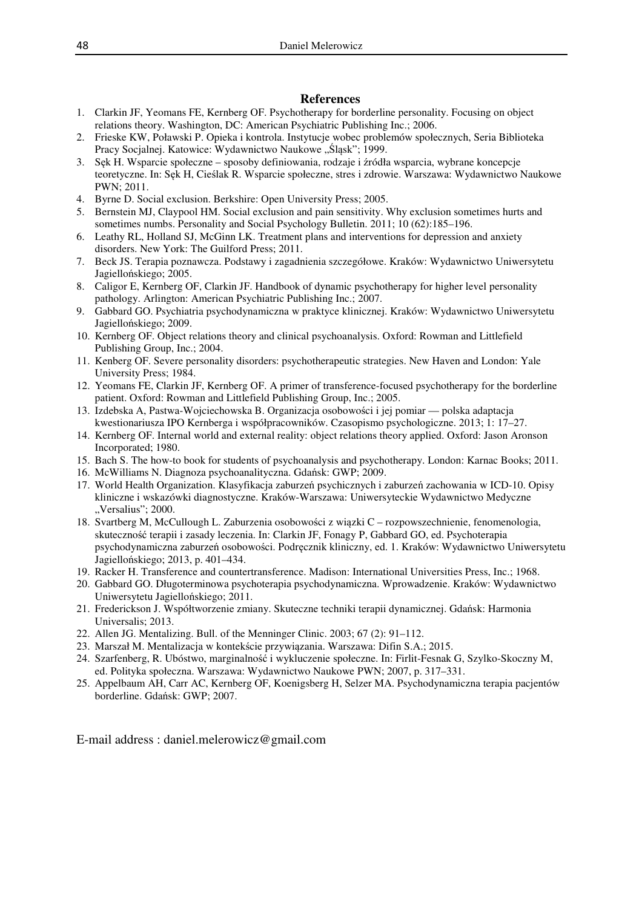## References

1. Clarkin JF, Yeomans FE, Kernberg OF. Psychotherapy for borderline personality. Focusing on object relations theory. Washington, DC: American Psychiatric Publishing Inc.; 2006.
2. Frieske KW, Poławski P. Opieka i kontrola. Instytucje wobec problemów społecznych, Seria Biblioteka Pracy Socjalnej. Katowice: Wydawnictwo Naukowe „Śląsk"; 1999.
3. Sęk H. Wsparcie społeczne – sposoby definiowania, rodzaje i źródła wsparcia, wybrane koncepcje teoretyczne. In: Sęk H, Cieślak R. Wsparcie społeczne, stres i zdrowie. Warszawa: Wydawnictwo Naukowe PWN; 2011.
4. Byrne D. Social exclusion. Berkshire: Open University Press; 2005.
5. Bernstein MJ, Claypool HM. Social exclusion and pain sensitivity. Why exclusion sometimes hurts and sometimes numbs. Personality and Social Psychology Bulletin. 2011; 10 (62):185–196.
6. Leathy RL, Holland SJ, McGinn LK. Treatment plans and interventions for depression and anxiety disorders. New York: The Guilford Press; 2011.
7. Beck JS. Terapia poznawcza. Podstawy i zagadnienia szczegółowe. Kraków: Wydawnictwo Uniwersytetu Jagiellońskiego; 2005.
8. Caligor E, Kernberg OF, Clarkin JF. Handbook of dynamic psychotherapy for higher level personality pathology. Arlington: American Psychiatric Publishing Inc.; 2007.
9. Gabbard GO. Psychiatria psychodynamiczna w praktyce klinicznej. Kraków: Wydawnictwo Uniwersytetu Jagiellońskiego; 2009.
10. Kernberg OF. Object relations theory and clinical psychoanalysis. Oxford: Rowman and Littlefield Publishing Group, Inc.; 2004.
11. Kenberg OF. Severe personality disorders: psychotherapeutic strategies. New Haven and London: Yale University Press; 1984.
12. Yeomans FE, Clarkin JF, Kernberg OF. A primer of transference-focused psychotherapy for the borderline patient. Oxford: Rowman and Littlefield Publishing Group, Inc.; 2005.
13. Izdebska A, Pastwa-Wojciechowska B. Organizacja osobowości i jej pomiar — polska adaptacja kwestionariusza IPO Kernberga i współpracowników. Czasopismo psychologiczne. 2013; 1: 17–27.
14. Kernberg OF. Internal world and external reality: object relations theory applied. Oxford: Jason Aronson Incorporated; 1980.
15. Bach S. The how-to book for students of psychoanalysis and psychotherapy. London: Karnac Books; 2011.
16. McWilliams N. Diagnoza psychoanalityczna. Gdańsk: GWP; 2009.
17. World Health Organization. Klasyfikacja zaburzeń psychicznych i zaburzeń zachowania w ICD-10. Opisy kliniczne i wskazówki diagnostyczne. Kraków-Warszawa: Uniwersyteckie Wydawnictwo Medyczne „Versalius"; 2000.
18. Svartberg M, McCullough L. Zaburzenia osobowości z wiązki C – rozpowszechnienie, fenomenologia, skuteczność terapii i zasady leczenia. In: Clarkin JF, Fonagy P, Gabbard GO, ed. Psychoterapia psychodynamiczna zaburzeń osobowości. Podręcznik kliniczny, ed. 1. Kraków: Wydawnictwo Uniwersytetu Jagiellońskiego; 2013, p. 401–434.
19. Racker H. Transference and countertransference. Madison: International Universities Press, Inc.; 1968.
20. Gabbard GO. Długoterminowa psychoterapia psychodynamiczna. Wprowadzenie. Kraków: Wydawnictwo Uniwersytetu Jagiellońskiego; 2011.
21. Frederickson J. Współtworzenie zmiany. Skuteczne techniki terapii dynamicznej. Gdańsk: Harmonia Universalis; 2013.
22. Allen JG. Mentalizing. Bull. of the Menninger Clinic. 2003; 67 (2): 91–112.
23. Marszał M. Mentalizacja w kontekście przywiązania. Warszawa: Difin S.A.; 2015.
24. Szarfenberg, R. Ubóstwo, marginalność i wykluczenie społeczne. In: Firlit-Fesnak G, Szylko-Skoczny M, ed. Polityka społeczna. Warszawa: Wydawnictwo Naukowe PWN; 2007, p. 317–331.
25. Appelbaum AH, Carr AC, Kernberg OF, Koenigsberg H, Selzer MA. Psychodynamiczna terapia pacjentów borderline. Gdańsk: GWP; 2007.

E-mail address : daniel.melerowicz@gmail.com